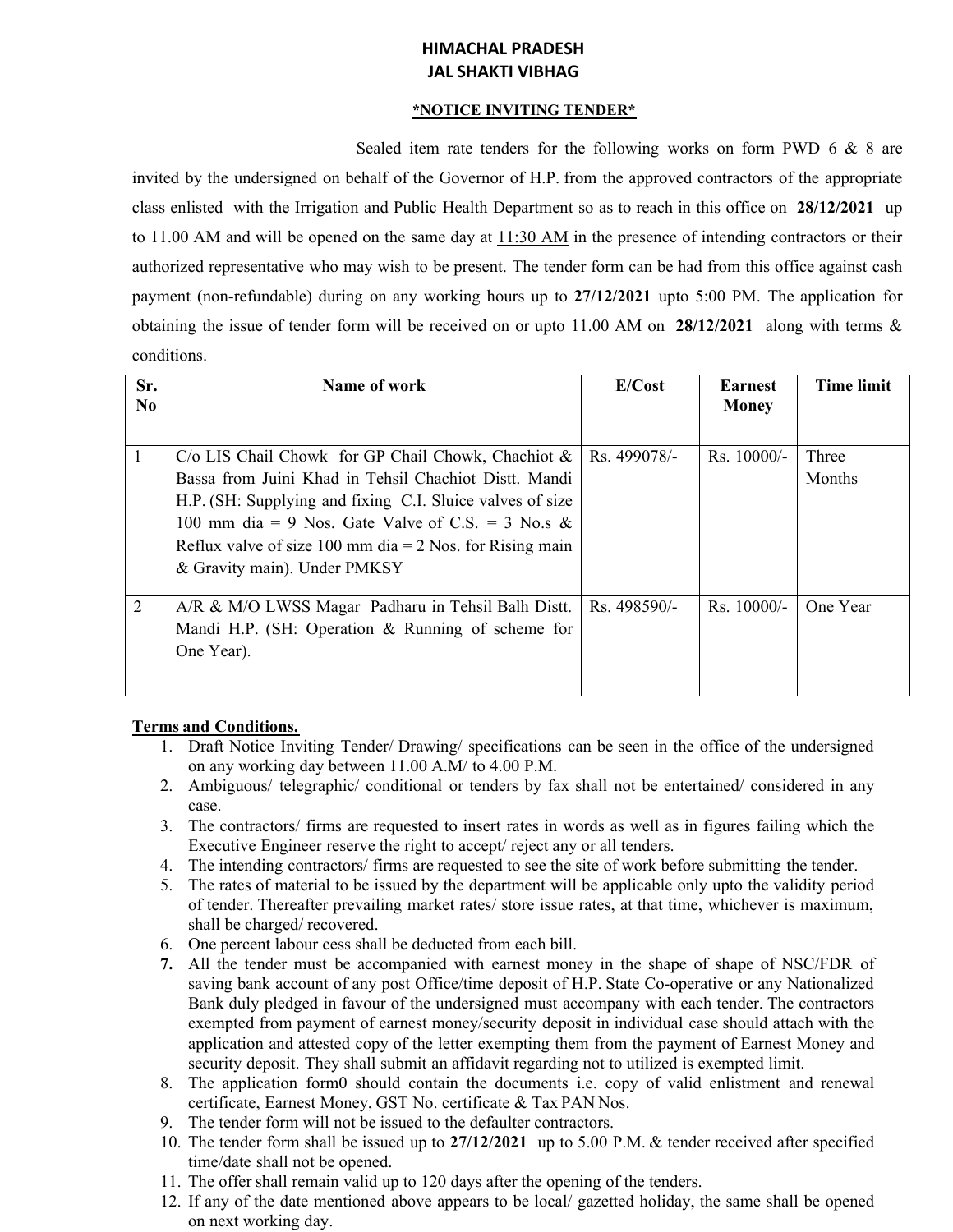# HIMACHAL PRADESH
# JAL SHAKTI VIBHAG

## *NOTICE INVITING TENDER*

Sealed item rate tenders for the following works on form PWD 6 & 8 are invited by the undersigned on behalf of the Governor of H.P. from the approved contractors of the appropriate class enlisted with the Irrigation and Public Health Department so as to reach in this office on **28/12/2021** up to 11.00 AM and will be opened on the same day at 11:30 AM in the presence of intending contractors or their authorized representative who may wish to be present. The tender form can be had from this office against cash payment (non-refundable) during on any working hours up to **27/12/2021** upto 5:00 PM. The application for obtaining the issue of tender form will be received on or upto 11.00 AM on **28/12/2021** along with terms & conditions.

| Sr. No | Name of work | E/Cost | Earnest Money | Time limit |
|---|---|---|---|---|
| 1 | C/o LIS Chail Chowk for GP Chail Chowk, Chachiot & Bassa from Juini Khad in Tehsil Chachiot Distt. Mandi H.P. (SH: Supplying and fixing C.I. Sluice valves of size 100 mm dia = 9 Nos. Gate Valve of C.S. = 3 No.s & Reflux valve of size 100 mm dia = 2 Nos. for Rising main & Gravity main). Under PMKSY | Rs. 499078/- | Rs. 10000/- | Three Months |
| 2 | A/R & M/O LWSS Magar Padharu in Tehsil Balh Distt. Mandi H.P. (SH: Operation & Running of scheme for One Year). | Rs. 498590/- | Rs. 10000/- | One Year |

**Terms and Conditions.**

1. Draft Notice Inviting Tender/ Drawing/ specifications can be seen in the office of the undersigned on any working day between 11.00 A.M/ to 4.00 P.M.
2. Ambiguous/ telegraphic/ conditional or tenders by fax shall not be entertained/ considered in any case.
3. The contractors/ firms are requested to insert rates in words as well as in figures failing which the Executive Engineer reserve the right to accept/ reject any or all tenders.
4. The intending contractors/ firms are requested to see the site of work before submitting the tender.
5. The rates of material to be issued by the department will be applicable only upto the validity period of tender. Thereafter prevailing market rates/ store issue rates, at that time, whichever is maximum, shall be charged/ recovered.
6. One percent labour cess shall be deducted from each bill.
7. All the tender must be accompanied with earnest money in the shape of shape of NSC/FDR of saving bank account of any post Office/time deposit of H.P. State Co-operative or any Nationalized Bank duly pledged in favour of the undersigned must accompany with each tender. The contractors exempted from payment of earnest money/security deposit in individual case should attach with the application and attested copy of the letter exempting them from the payment of Earnest Money and security deposit. They shall submit an affidavit regarding not to utilized is exempted limit.
8. The application form0 should contain the documents i.e. copy of valid enlistment and renewal certificate, Earnest Money, GST No. certificate & Tax PAN Nos.
9. The tender form will not be issued to the defaulter contractors.
10. The tender form shall be issued up to **27/12/2021** up to 5.00 P.M. & tender received after specified time/date shall not be opened.
11. The offer shall remain valid up to 120 days after the opening of the tenders.
12. If any of the date mentioned above appears to be local/ gazetted holiday, the same shall be opened on next working day.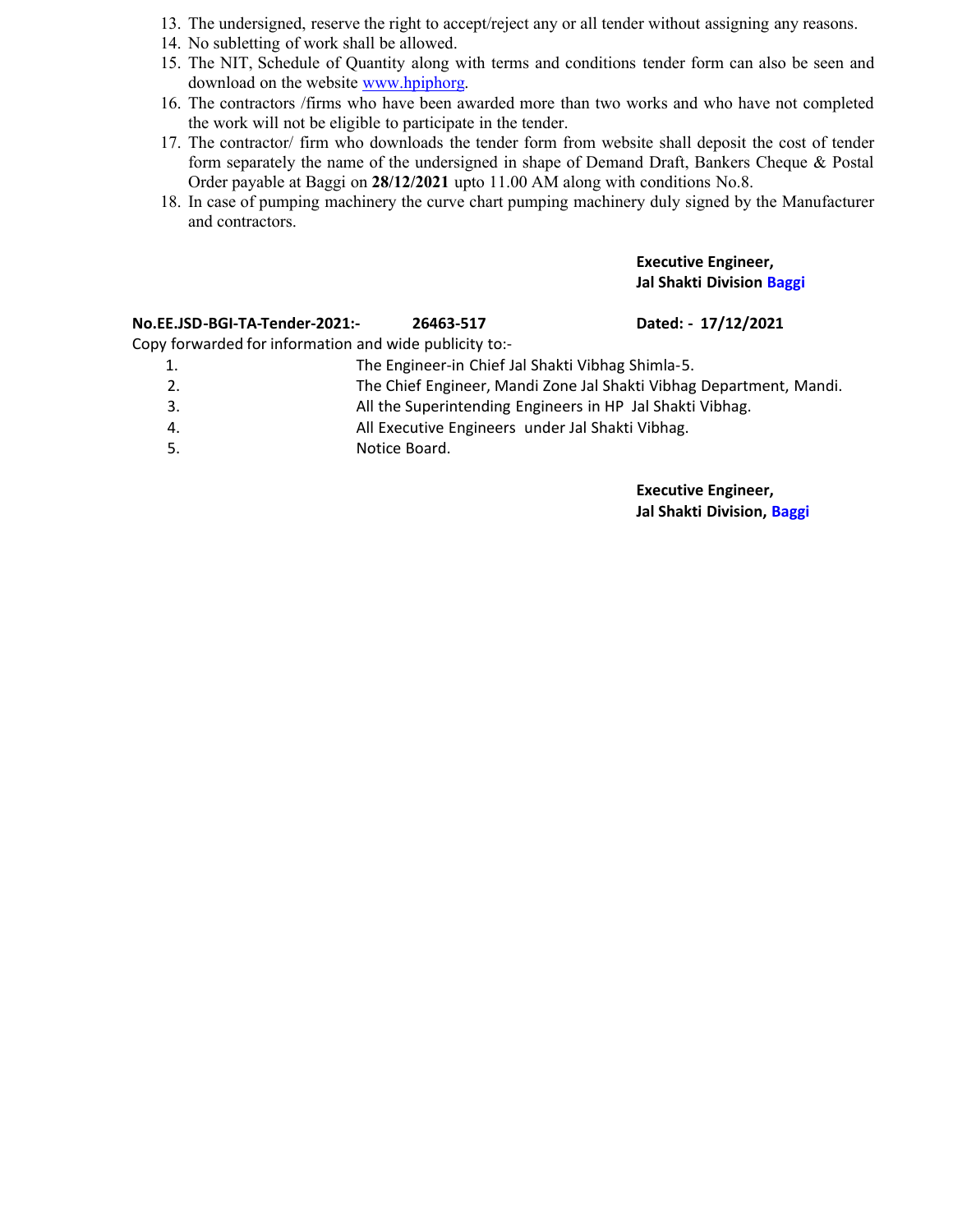13. The undersigned, reserve the right to accept/reject any or all tender without assigning any reasons.
14. No subletting of work shall be allowed.
15. The NIT, Schedule of Quantity along with terms and conditions tender form can also be seen and download on the website www.hpiphorg.
16. The contractors /firms who have been awarded more than two works and who have not completed the work will not be eligible to participate in the tender.
17. The contractor/ firm who downloads the tender form from website shall deposit the cost of tender form separately the name of the undersigned in shape of Demand Draft, Bankers Cheque & Postal Order payable at Baggi on **28/12/2021** upto 11.00 AM along with conditions No.8.
18. In case of pumping machinery the curve chart pumping machinery duly signed by the Manufacturer and contractors.

**Executive Engineer,**
**Jal Shakti Division Baggi**

**No.EE.JSD-BGI-TA-Tender-2021:- 26463-517 Dated: - 17/12/2021**

Copy forwarded for information and wide publicity to:-

1. The Engineer-in Chief Jal Shakti Vibhag Shimla-5.
2. The Chief Engineer, Mandi Zone Jal Shakti Vibhag Department, Mandi.
3. All the Superintending Engineers in HP Jal Shakti Vibhag.
4. All Executive Engineers under Jal Shakti Vibhag.
5. Notice Board.

**Executive Engineer,**
**Jal Shakti Division, Baggi**